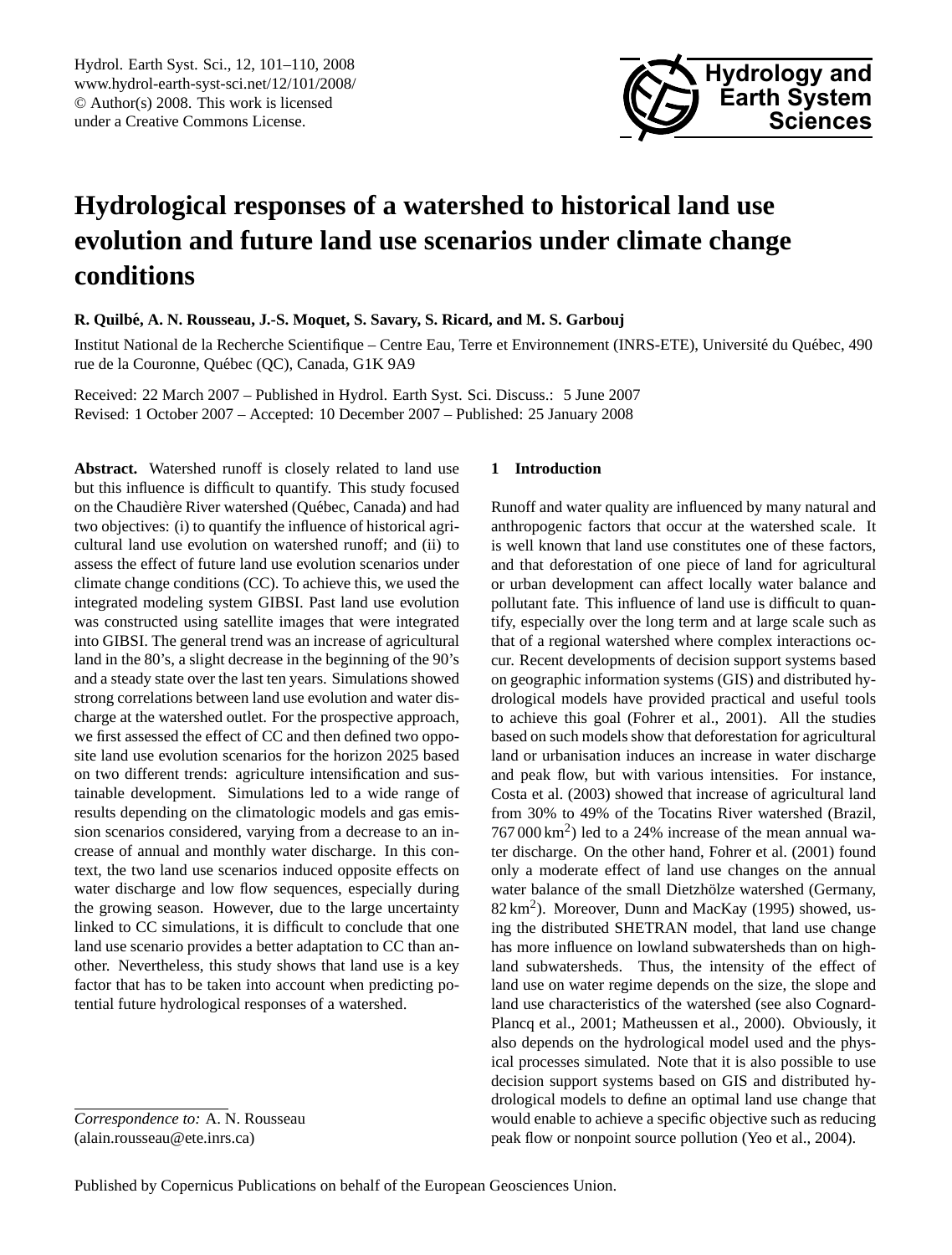# Hydrological responses of a watershed to historical land use evolution and future land use scenarios under climate change conditions

**R. Quilbé, A. N. Rousseau, J.-S. Moquet, S. Savary, S. Ricard, and M. S. Garbouj**

Institut National de la Recherche Scientifique – Centre Eau, Terre et Environnement (INRS-ETE), Université du Québec, 490 rue de la Couronne, Québec (QC), Canada, G1K 9A9

Received: 22 March 2007 – Published in Hydrol. Earth Syst. Sci. Discuss.: 5 June 2007
Revised: 1 October 2007 – Accepted: 10 December 2007 – Published: 25 January 2008

**Abstract.** Watershed runoff is closely related to land use but this influence is difficult to quantify. This study focused on the Chaudière River watershed (Québec, Canada) and had two objectives: (i) to quantify the influence of historical agricultural land use evolution on watershed runoff; and (ii) to assess the effect of future land use evolution scenarios under climate change conditions (CC). To achieve this, we used the integrated modeling system GIBSI. Past land use evolution was constructed using satellite images that were integrated into GIBSI. The general trend was an increase of agricultural land in the 80's, a slight decrease in the beginning of the 90's and a steady state over the last ten years. Simulations showed strong correlations between land use evolution and water discharge at the watershed outlet. For the prospective approach, we first assessed the effect of CC and then defined two opposite land use evolution scenarios for the horizon 2025 based on two different trends: agriculture intensification and sustainable development. Simulations led to a wide range of results depending on the climatologic models and gas emission scenarios considered, varying from a decrease to an increase of annual and monthly water discharge. In this context, the two land use scenarios induced opposite effects on water discharge and low flow sequences, especially during the growing season. However, due to the large uncertainty linked to CC simulations, it is difficult to conclude that one land use scenario provides a better adaptation to CC than another. Nevertheless, this study shows that land use is a key factor that has to be taken into account when predicting potential future hydrological responses of a watershed.

*Correspondence to:* A. N. Rousseau
(alain.rousseau@ete.inrs.ca)

## 1 Introduction

Runoff and water quality are influenced by many natural and anthropogenic factors that occur at the watershed scale. It is well known that land use constitutes one of these factors, and that deforestation of one piece of land for agricultural or urban development can affect locally water balance and pollutant fate. This influence of land use is difficult to quantify, especially over the long term and at large scale such as that of a regional watershed where complex interactions occur. Recent developments of decision support systems based on geographic information systems (GIS) and distributed hydrological models have provided practical and useful tools to achieve this goal (Fohrer et al., 2001). All the studies based on such models show that deforestation for agricultural land or urbanisation induces an increase in water discharge and peak flow, but with various intensities. For instance, Costa et al. (2003) showed that increase of agricultural land from 30% to 49% of the Tocatins River watershed (Brazil, 767 000 $km^2$) led to a 24% increase of the mean annual water discharge. On the other hand, Fohrer et al. (2001) found only a moderate effect of land use changes on the annual water balance of the small Dietzhölze watershed (Germany, 82 $km^2$). Moreover, Dunn and MacKay (1995) showed, using the distributed SHETRAN model, that land use change has more influence on lowland subwatersheds than on highland subwatersheds. Thus, the intensity of the effect of land use on water regime depends on the size, the slope and land use characteristics of the watershed (see also Cognard-Plancq et al., 2001; Matheussen et al., 2000). Obviously, it also depends on the hydrological model used and the physical processes simulated. Note that it is also possible to use decision support systems based on GIS and distributed hydrological models to define an optimal land use change that would enable to achieve a specific objective such as reducing peak flow or nonpoint source pollution (Yeo et al., 2004).

Published by Copernicus Publications on behalf of the European Geosciences Union.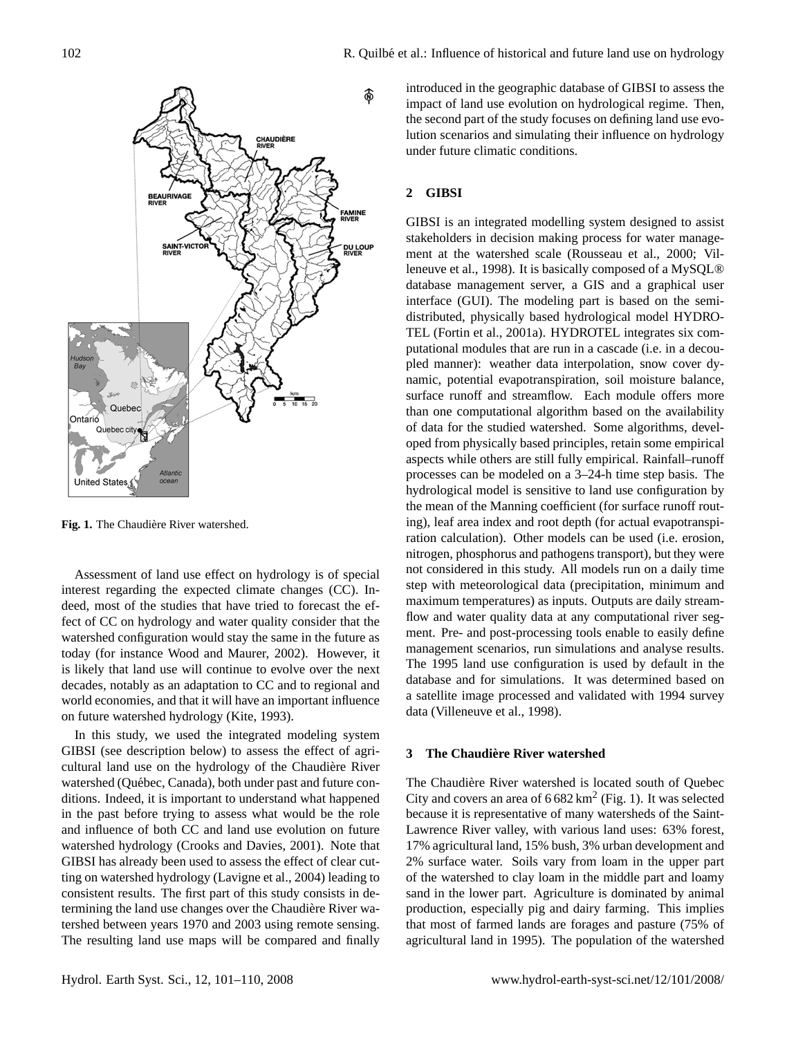Fig. 1. The Chaudière River watershed.

Assessment of land use effect on hydrology is of special interest regarding the expected climate changes (CC). Indeed, most of the studies that have tried to forecast the effect of CC on hydrology and water quality consider that the watershed configuration would stay the same in the future as today (for instance Wood and Maurer, 2002). However, it is likely that land use will continue to evolve over the next decades, notably as an adaptation to CC and to regional and world economies, and that it will have an important influence on future watershed hydrology (Kite, 1993).

In this study, we used the integrated modeling system GIBSI (see description below) to assess the effect of agricultural land use on the hydrology of the Chaudière River watershed (Québec, Canada), both under past and future conditions. Indeed, it is important to understand what happened in the past before trying to assess what would be the role and influence of both CC and land use evolution on future watershed hydrology (Crooks and Davies, 2001). Note that GIBSI has already been used to assess the effect of clear cutting on watershed hydrology (Lavigne et al., 2004) leading to consistent results. The first part of this study consists in determining the land use changes over the Chaudière River watershed between years 1970 and 2003 using remote sensing. The resulting land use maps will be compared and finally introduced in the geographic database of GIBSI to assess the impact of land use evolution on hydrological regime. Then, the second part of the study focuses on defining land use evolution scenarios and simulating their influence on hydrology under future climatic conditions.

## 2 GIBSI

GIBSI is an integrated modelling system designed to assist stakeholders in decision making process for water management at the watershed scale (Rousseau et al., 2000; Villeneuve et al., 1998). It is basically composed of a MySQL® database management server, a GIS and a graphical user interface (GUI). The modeling part is based on the semi-distributed, physically based hydrological model HYDROTEL (Fortin et al., 2001a). HYDROTEL integrates six computational modules that are run in a cascade (i.e. in a decoupled manner): weather data interpolation, snow cover dynamic, potential evapotranspiration, soil moisture balance, surface runoff and streamflow. Each module offers more than one computational algorithm based on the availability of data for the studied watershed. Some algorithms, developed from physically based principles, retain some empirical aspects while others are still fully empirical. Rainfall–runoff processes can be modeled on a 3–24-h time step basis. The hydrological model is sensitive to land use configuration by the mean of the Manning coefficient (for surface runoff routing), leaf area index and root depth (for actual evapotranspiration calculation). Other models can be used (i.e. erosion, nitrogen, phosphorus and pathogens transport), but they were not considered in this study. All models run on a daily time step with meteorological data (precipitation, minimum and maximum temperatures) as inputs. Outputs are daily streamflow and water quality data at any computational river segment. Pre- and post-processing tools enable to easily define management scenarios, run simulations and analyse results. The 1995 land use configuration is used by default in the database and for simulations. It was determined based on a satellite image processed and validated with 1994 survey data (Villeneuve et al., 1998).

## 3 The Chaudière River watershed

The Chaudière River watershed is located south of Quebec City and covers an area of 6 682 km$^2$ (Fig. 1). It was selected because it is representative of many watersheds of the Saint-Lawrence River valley, with various land uses: 63% forest, 17% agricultural land, 15% bush, 3% urban development and 2% surface water. Soils vary from loam in the upper part of the watershed to clay loam in the middle part and loamy sand in the lower part. Agriculture is dominated by animal production, especially pig and dairy farming. This implies that most of farmed lands are forages and pasture (75% of agricultural land in 1995). The population of the watershed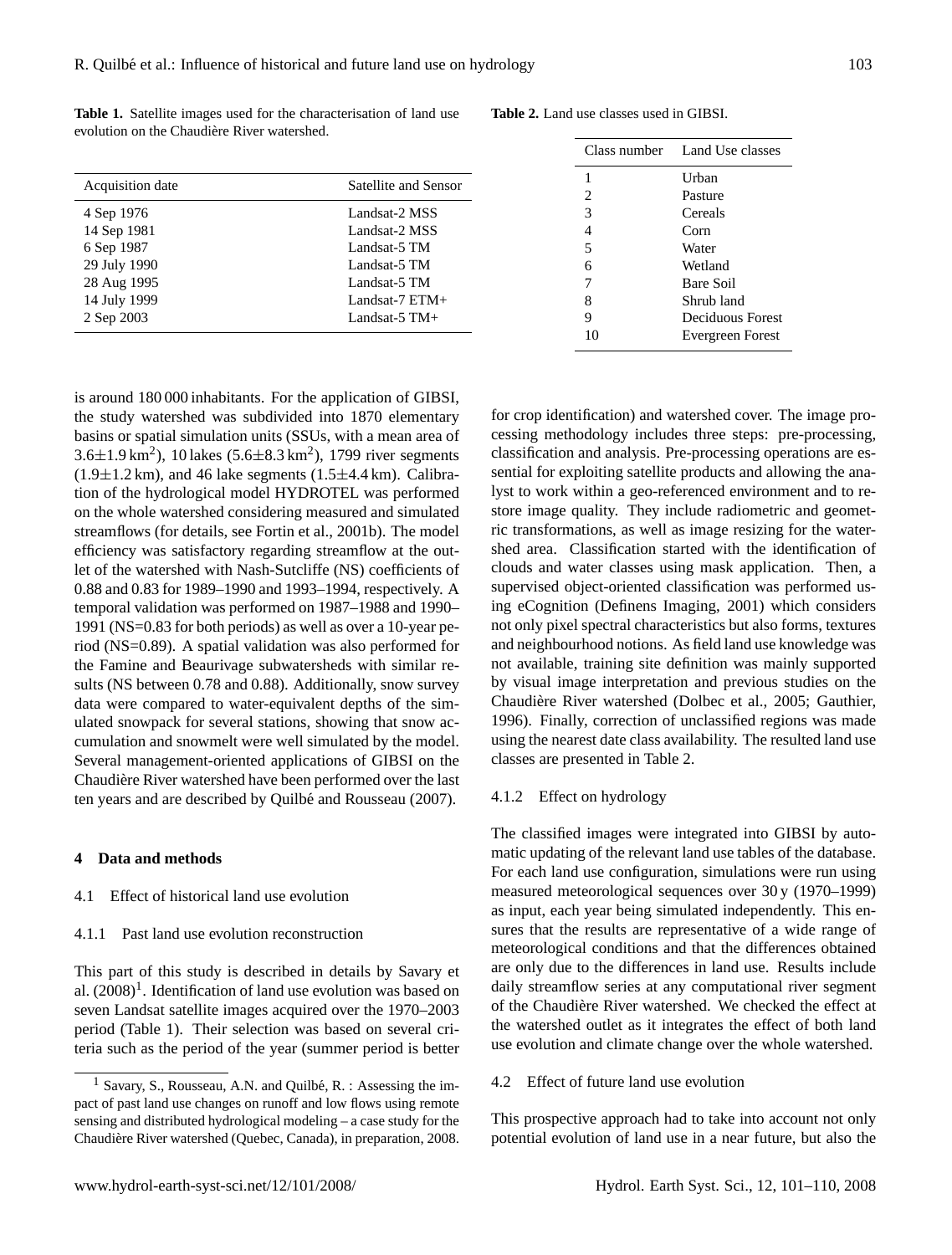**Table 1.** Satellite images used for the characterisation of land use evolution on the Chaudière River watershed.

| Acquisition date | Satellite and Sensor |
|---|---|
| 4 Sep 1976 | Landsat-2 MSS |
| 14 Sep 1981 | Landsat-2 MSS |
| 6 Sep 1987 | Landsat-5 TM |
| 29 July 1990 | Landsat-5 TM |
| 28 Aug 1995 | Landsat-5 TM |
| 14 July 1999 | Landsat-7 ETM+ |
| 2 Sep 2003 | Landsat-5 TM+ |

**Table 2.** Land use classes used in GIBSI.

| Class number | Land Use classes |
|---|---|
| 1 | Urban |
| 2 | Pasture |
| 3 | Cereals |
| 4 | Corn |
| 5 | Water |
| 6 | Wetland |
| 7 | Bare Soil |
| 8 | Shrub land |
| 9 | Deciduous Forest |
| 10 | Evergreen Forest |

is around 180 000 inhabitants. For the application of GIBSI, the study watershed was subdivided into 1870 elementary basins or spatial simulation units (SSUs, with a mean area of $3.6\pm1.9\,\text{km}^2$), 10 lakes ($5.6\pm8.3\,\text{km}^2$), 1799 river segments ($1.9\pm1.2$ km), and 46 lake segments ($1.5\pm4.4$ km). Calibration of the hydrological model HYDROTEL was performed on the whole watershed considering measured and simulated streamflows (for details, see Fortin et al., 2001b). The model efficiency was satisfactory regarding streamflow at the outlet of the watershed with Nash-Sutcliffe (NS) coefficients of 0.88 and 0.83 for 1989–1990 and 1993–1994, respectively. A temporal validation was performed on 1987–1988 and 1990–1991 (NS=0.83 for both periods) as well as over a 10-year period (NS=0.89). A spatial validation was also performed for the Famine and Beaurivage subwatersheds with similar results (NS between 0.78 and 0.88). Additionally, snow survey data were compared to water-equivalent depths of the simulated snowpack for several stations, showing that snow accumulation and snowmelt were well simulated by the model. Several management-oriented applications of GIBSI on the Chaudière River watershed have been performed over the last ten years and are described by Quilbé and Rousseau (2007).

## 4 Data and methods

### 4.1 Effect of historical land use evolution

#### 4.1.1 Past land use evolution reconstruction

This part of this study is described in details by Savary et al. (2008)[1]. Identification of land use evolution was based on seven Landsat satellite images acquired over the 1970–2003 period (Table 1). Their selection was based on several criteria such as the period of the year (summer period is better for crop identification) and watershed cover. The image processing methodology includes three steps: pre-processing, classification and analysis. Pre-processing operations are essential for exploiting satellite products and allowing the analyst to work within a geo-referenced environment and to restore image quality. They include radiometric and geometric transformations, as well as image resizing for the watershed area. Classification started with the identification of clouds and water classes using mask application. Then, a supervised object-oriented classification was performed using eCognition (Definens Imaging, 2001) which considers not only pixel spectral characteristics but also forms, textures and neighbourhood notions. As field land use knowledge was not available, training site definition was mainly supported by visual image interpretation and previous studies on the Chaudière River watershed (Dolbec et al., 2005; Gauthier, 1996). Finally, correction of unclassified regions was made using the nearest date class availability. The resulted land use classes are presented in Table 2.

#### 4.1.2 Effect on hydrology

The classified images were integrated into GIBSI by automatic updating of the relevant land use tables of the database. For each land use configuration, simulations were run using measured meteorological sequences over 30 y (1970–1999) as input, each year being simulated independently. This ensures that the results are representative of a wide range of meteorological conditions and that the differences obtained are only due to the differences in land use. Results include daily streamflow series at any computational river segment of the Chaudière River watershed. We checked the effect at the watershed outlet as it integrates the effect of both land use evolution and climate change over the whole watershed.

### 4.2 Effect of future land use evolution

This prospective approach had to take into account not only potential evolution of land use in a near future, but also the

[1] Savary, S., Rousseau, A.N. and Quilbé, R. : Assessing the impact of past land use changes on runoff and low flows using remote sensing and distributed hydrological modeling – a case study for the Chaudière River watershed (Quebec, Canada), in preparation, 2008.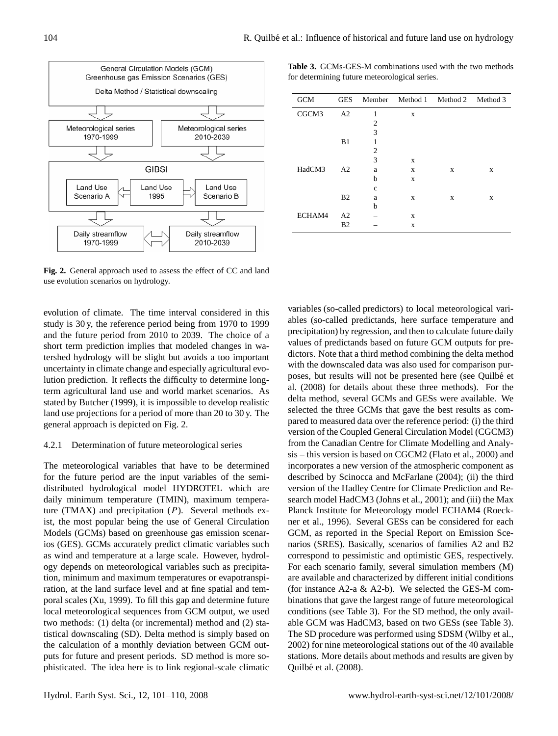**Fig. 2.** General approach used to assess the effect of CC and land use evolution scenarios on hydrology.

**Table 3.** GCMs-GES-M combinations used with the two methods for determining future meteorological series.

| GCM | GES | Member | Method 1 | Method 2 | Method 3 |
|---|---|---|---|---|---|
| CGCM3 | A2 | 1 | x | | |
| | | 2 | | | |
| | | 3 | | | |
| | B1 | 1 | | | |
| | | 2 | | | |
| | | 3 | x | | |
| HadCM3 | A2 | a | x | x | x |
| | | b | x | | |
| | | c | | | |
| | B2 | a | x | x | x |
| | | b | | | |
| ECHAM4 | A2 | – | x | | |
| | B2 | – | x | | |

evolution of climate. The time interval considered in this study is 30 y, the reference period being from 1970 to 1999 and the future period from 2010 to 2039. The choice of a short term prediction implies that modeled changes in watershed hydrology will be slight but avoids a too important uncertainty in climate change and especially agricultural evolution prediction. It reflects the difficulty to determine long-term agricultural land use and world market scenarios. As stated by Butcher (1999), it is impossible to develop realistic land use projections for a period of more than 20 to 30 y. The general approach is depicted on Fig. 2.

4.2.1 Determination of future meteorological series

The meteorological variables that have to be determined for the future period are the input variables of the semi-distributed hydrological model HYDROTEL which are daily minimum temperature (TMIN), maximum temperature (TMAX) and precipitation ($P$). Several methods exist, the most popular being the use of General Circulation Models (GCMs) based on greenhouse gas emission scenarios (GES). GCMs accurately predict climatic variables such as wind and temperature at a large scale. However, hydrology depends on meteorological variables such as precipitation, minimum and maximum temperatures or evapotranspiration, at the land surface level and at fine spatial and temporal scales (Xu, 1999). To fill this gap and determine future local meteorological sequences from GCM output, we used two methods: (1) delta (or incremental) method and (2) statistical downscaling (SD). Delta method is simply based on the calculation of a monthly deviation between GCM outputs for future and present periods. SD method is more sophisticated. The idea here is to link regional-scale climatic variables (so-called predictors) to local meteorological variables (so-called predictands, here surface temperature and precipitation) by regression, and then to calculate future daily values of predictands based on future GCM outputs for predictors. Note that a third method combining the delta method with the downscaled data was also used for comparison purposes, but results will not be presented here (see Quilbé et al. (2008) for details about these three methods). For the delta method, several GCMs and GESs were available. We selected the three GCMs that gave the best results as compared to measured data over the reference period: (i) the third version of the Coupled General Circulation Model (CGCM3) from the Canadian Centre for Climate Modelling and Analysis – this version is based on CGCM2 (Flato et al., 2000) and incorporates a new version of the atmospheric component as described by Scinocca and McFarlane (2004); (ii) the third version of the Hadley Centre for Climate Prediction and Research model HadCM3 (Johns et al., 2001); and (iii) the Max Planck Institute for Meteorology model ECHAM4 (Roeckner et al., 1996). Several GESs can be considered for each GCM, as reported in the Special Report on Emission Scenarios (SRES). Basically, scenarios of families A2 and B2 correspond to pessimistic and optimistic GES, respectively. For each scenario family, several simulation members (M) are available and characterized by different initial conditions (for instance A2-a & A2-b). We selected the GES-M combinations that gave the largest range of future meteorological conditions (see Table 3). For the SD method, the only available GCM was HadCM3, based on two GESs (see Table 3). The SD procedure was performed using SDSM (Wilby et al., 2002) for nine meteorological stations out of the 40 available stations. More details about methods and results are given by Quilbé et al. (2008).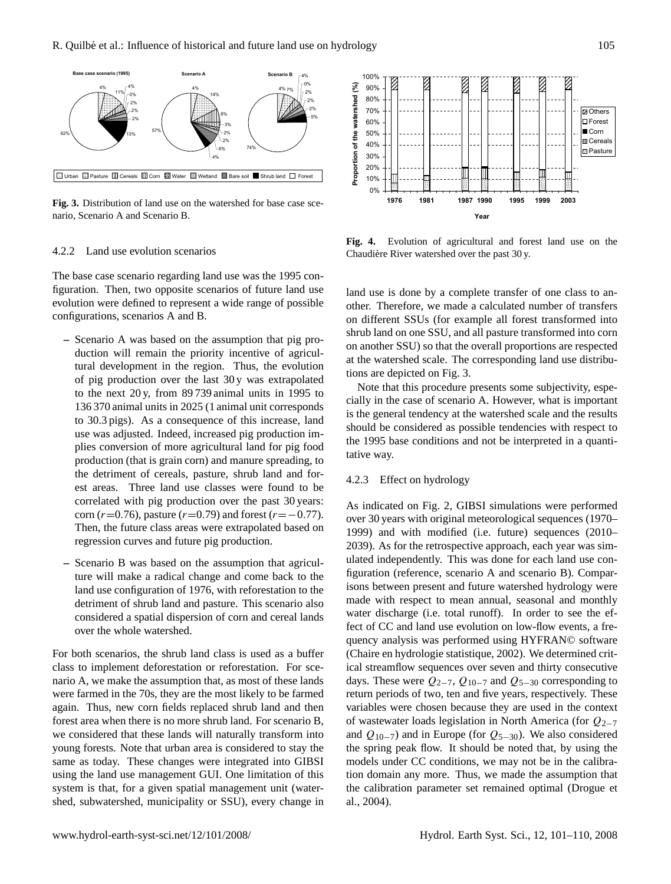**Fig. 3.** Distribution of land use on the watershed for base case scenario, Scenario A and Scenario B.

**Fig. 4.** Evolution of agricultural and forest land use on the Chaudière River watershed over the past 30 y.

#### 4.2.2 Land use evolution scenarios

The base case scenario regarding land use was the 1995 configuration. Then, two opposite scenarios of future land use evolution were defined to represent a wide range of possible configurations, scenarios A and B.

- Scenario A was based on the assumption that pig production will remain the priority incentive of agricultural development in the region. Thus, the evolution of pig production over the last 30 y was extrapolated to the next 20 y, from 89 739 animal units in 1995 to 136 370 animal units in 2025 (1 animal unit corresponds to 30.3 pigs). As a consequence of this increase, land use was adjusted. Indeed, increased pig production implies conversion of more agricultural land for pig food production (that is grain corn) and manure spreading, to the detriment of cereals, pasture, shrub land and forest areas. Three land use classes were found to be correlated with pig production over the past 30 years: corn ($r$=0.76), pasture ($r$=0.79) and forest ($r$=−0.77). Then, the future class areas were extrapolated based on regression curves and future pig production.
- Scenario B was based on the assumption that agriculture will make a radical change and come back to the land use configuration of 1976, with reforestation to the detriment of shrub land and pasture. This scenario also considered a spatial dispersion of corn and cereal lands over the whole watershed.

For both scenarios, the shrub land class is used as a buffer class to implement deforestation or reforestation. For scenario A, we make the assumption that, as most of these lands were farmed in the 70s, they are the most likely to be farmed again. Thus, new corn fields replaced shrub land and then forest area when there is no more shrub land. For scenario B, we considered that these lands will naturally transform into young forests. Note that urban area is considered to stay the same as today. These changes were integrated into GIBSI using the land use management GUI. One limitation of this system is that, for a given spatial management unit (watershed, subwatershed, municipality or SSU), every change in land use is done by a complete transfer of one class to another. Therefore, we made a calculated number of transfers on different SSUs (for example all forest transformed into shrub land on one SSU, and all pasture transformed into corn on another SSU) so that the overall proportions are respected at the watershed scale. The corresponding land use distributions are depicted on Fig. 3.

Note that this procedure presents some subjectivity, especially in the case of scenario A. However, what is important is the general tendency at the watershed scale and the results should be considered as possible tendencies with respect to the 1995 base conditions and not be interpreted in a quantitative way.

#### 4.2.3 Effect on hydrology

As indicated on Fig. 2, GIBSI simulations were performed over 30 years with original meteorological sequences (1970–1999) and with modified (i.e. future) sequences (2010–2039). As for the retrospective approach, each year was simulated independently. This was done for each land use configuration (reference, scenario A and scenario B). Comparisons between present and future watershed hydrology were made with respect to mean annual, seasonal and monthly water discharge (i.e. total runoff). In order to see the effect of CC and land use evolution on low-flow events, a frequency analysis was performed using HYFRAN© software (Chaire en hydrologie statistique, 2002). We determined critical streamflow sequences over seven and thirty consecutive days. These were $Q_{2-7}$, $Q_{10-7}$ and $Q_{5-30}$ corresponding to return periods of two, ten and five years, respectively. These variables were chosen because they are used in the context of wastewater loads legislation in North America (for $Q_{2-7}$ and $Q_{10-7}$) and in Europe (for $Q_{5-30}$). We also considered the spring peak flow. It should be noted that, by using the models under CC conditions, we may not be in the calibration domain any more. Thus, we made the assumption that the calibration parameter set remained optimal (Drogue et al., 2004).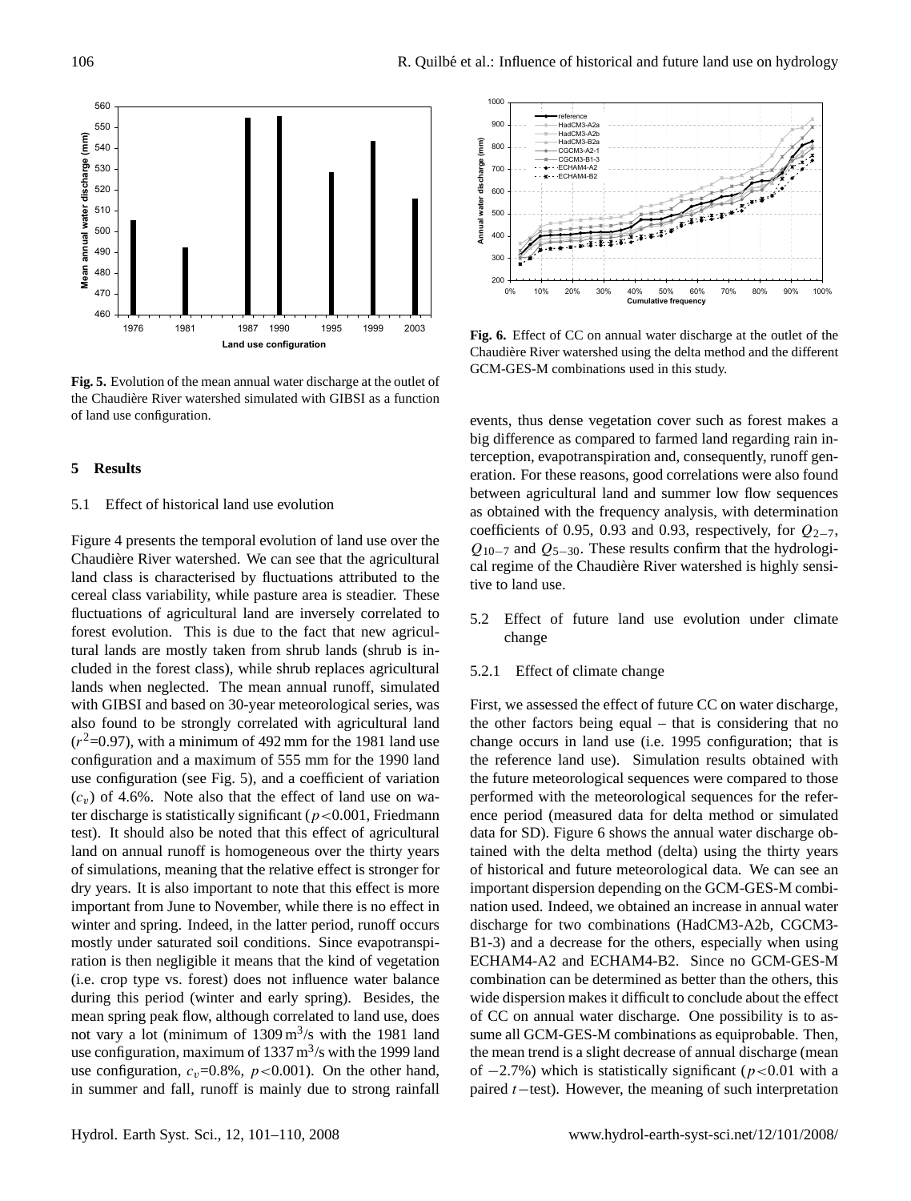**Fig. 5.** Evolution of the mean annual water discharge at the outlet of the Chaudière River watershed simulated with GIBSI as a function of land use configuration.

## 5 Results

### 5.1 Effect of historical land use evolution

Figure 4 presents the temporal evolution of land use over the Chaudière River watershed. We can see that the agricultural land class is characterised by fluctuations attributed to the cereal class variability, while pasture area is steadier. These fluctuations of agricultural land are inversely correlated to forest evolution. This is due to the fact that new agricultural lands are mostly taken from shrub lands (shrub is included in the forest class), while shrub replaces agricultural lands when neglected. The mean annual runoff, simulated with GIBSI and based on 30-year meteorological series, was also found to be strongly correlated with agricultural land ($r^2$=0.97), with a minimum of 492 mm for the 1981 land use configuration and a maximum of 555 mm for the 1990 land use configuration (see Fig. 5), and a coefficient of variation ($c_v$) of 4.6%. Note also that the effect of land use on water discharge is statistically significant ($p<0.001$, Friedmann test). It should also be noted that this effect of agricultural land on annual runoff is homogeneous over the thirty years of simulations, meaning that the relative effect is stronger for dry years. It is also important to note that this effect is more important from June to November, while there is no effect in winter and spring. Indeed, in the latter period, runoff occurs mostly under saturated soil conditions. Since evapotranspiration is then negligible it means that the kind of vegetation (i.e. crop type vs. forest) does not influence water balance during this period (winter and early spring). Besides, the mean spring peak flow, although correlated to land use, does not vary a lot (minimum of 1309 $m^3$/s with the 1981 land use configuration, maximum of 1337 $m^3$/s with the 1999 land use configuration, $c_v$=0.8%, $p<0.001$). On the other hand, in summer and fall, runoff is mainly due to strong rainfall events, thus dense vegetation cover such as forest makes a big difference as compared to farmed land regarding rain interception, evapotranspiration and, consequently, runoff generation. For these reasons, good correlations were also found between agricultural land and summer low flow sequences as obtained with the frequency analysis, with determination coefficients of 0.95, 0.93 and 0.93, respectively, for $Q_{2-7}$, $Q_{10-7}$ and $Q_{5-30}$. These results confirm that the hydrological regime of the Chaudière River watershed is highly sensitive to land use.

**Fig. 6.** Effect of CC on annual water discharge at the outlet of the Chaudière River watershed using the delta method and the different GCM-GES-M combinations used in this study.

### 5.2 Effect of future land use evolution under climate change

#### 5.2.1 Effect of climate change

First, we assessed the effect of future CC on water discharge, the other factors being equal – that is considering that no change occurs in land use (i.e. 1995 configuration; that is the reference land use). Simulation results obtained with the future meteorological sequences were compared to those performed with the meteorological sequences for the reference period (measured data for delta method or simulated data for SD). Figure 6 shows the annual water discharge obtained with the delta method (delta) using the thirty years of historical and future meteorological data. We can see an important dispersion depending on the GCM-GES-M combination used. Indeed, we obtained an increase in annual water discharge for two combinations (HadCM3-A2b, CGCM3-B1-3) and a decrease for the others, especially when using ECHAM4-A2 and ECHAM4-B2. Since no GCM-GES-M combination can be determined as better than the others, this wide dispersion makes it difficult to conclude about the effect of CC on annual water discharge. One possibility is to assume all GCM-GES-M combinations as equiprobable. Then, the mean trend is a slight decrease of annual discharge (mean of −2.7%) which is statistically significant ($p<0.01$ with a paired $t-$test). However, the meaning of such interpretation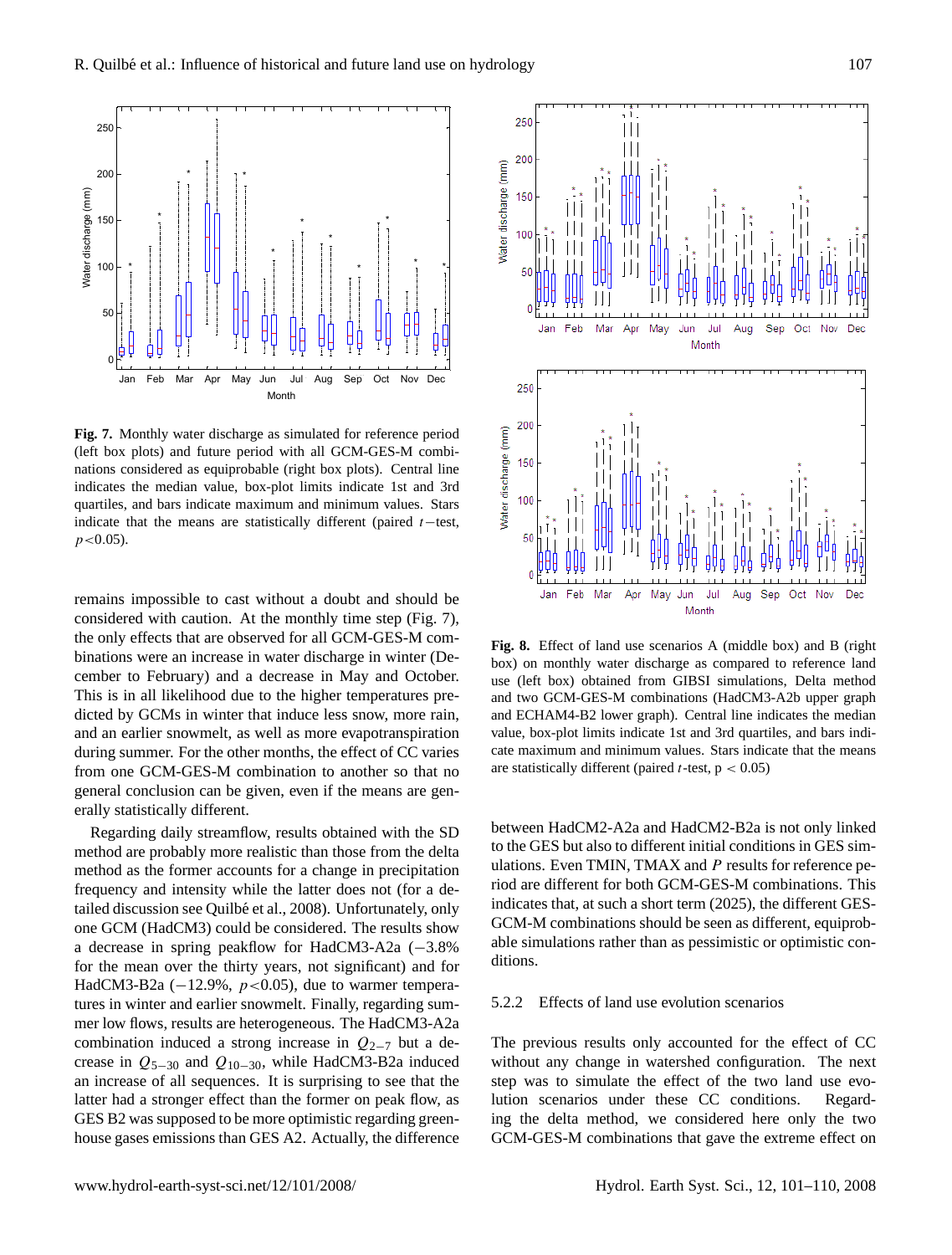**Fig. 7.** Monthly water discharge as simulated for reference period (left box plots) and future period with all GCM-GES-M combinations considered as equiprobable (right box plots). Central line indicates the median value, box-plot limits indicate 1st and 3rd quartiles, and bars indicate maximum and minimum values. Stars indicate that the means are statistically different (paired $t$−test, $p<0.05$).

**Fig. 8.** Effect of land use scenarios A (middle box) and B (right box) on monthly water discharge as compared to reference land use (left box) obtained from GIBSI simulations, Delta method and two GCM-GES-M combinations (HadCM3-A2b upper graph and ECHAM4-B2 lower graph). Central line indicates the median value, box-plot limits indicate 1st and 3rd quartiles, and bars indicate maximum and minimum values. Stars indicate that the means are statistically different (paired $t$-test, $p<0.05$)

remains impossible to cast without a doubt and should be considered with caution. At the monthly time step (Fig. 7), the only effects that are observed for all GCM-GES-M combinations were an increase in water discharge in winter (December to February) and a decrease in May and October. This is in all likelihood due to the higher temperatures predicted by GCMs in winter that induce less snow, more rain, and an earlier snowmelt, as well as more evapotranspiration during summer. For the other months, the effect of CC varies from one GCM-GES-M combination to another so that no general conclusion can be given, even if the means are generally statistically different.

Regarding daily streamflow, results obtained with the SD method are probably more realistic than those from the delta method as the former accounts for a change in precipitation frequency and intensity while the latter does not (for a detailed discussion see Quilbé et al., 2008). Unfortunately, only one GCM (HadCM3) could be considered. The results show a decrease in spring peakflow for HadCM3-A2a (−3.8% for the mean over the thirty years, not significant) and for HadCM3-B2a (−12.9%, $p<0.05$), due to warmer temperatures in winter and earlier snowmelt. Finally, regarding summer low flows, results are heterogeneous. The HadCM3-A2a combination induced a strong increase in $Q_{2-7}$ but a decrease in $Q_{5-30}$ and $Q_{10-30}$, while HadCM3-B2a induced an increase of all sequences. It is surprising to see that the latter had a stronger effect than the former on peak flow, as GES B2 was supposed to be more optimistic regarding greenhouse gases emissions than GES A2. Actually, the difference between HadCM2-A2a and HadCM2-B2a is not only linked to the GES but also to different initial conditions in GES simulations. Even TMIN, TMAX and $P$ results for reference period are different for both GCM-GES-M combinations. This indicates that, at such a short term (2025), the different GES-GCM-M combinations should be seen as different, equiprobable simulations rather than as pessimistic or optimistic conditions.

#### 5.2.2 Effects of land use evolution scenarios

The previous results only accounted for the effect of CC without any change in watershed configuration. The next step was to simulate the effect of the two land use evolution scenarios under these CC conditions. Regarding the delta method, we considered here only the two GCM-GES-M combinations that gave the extreme effect on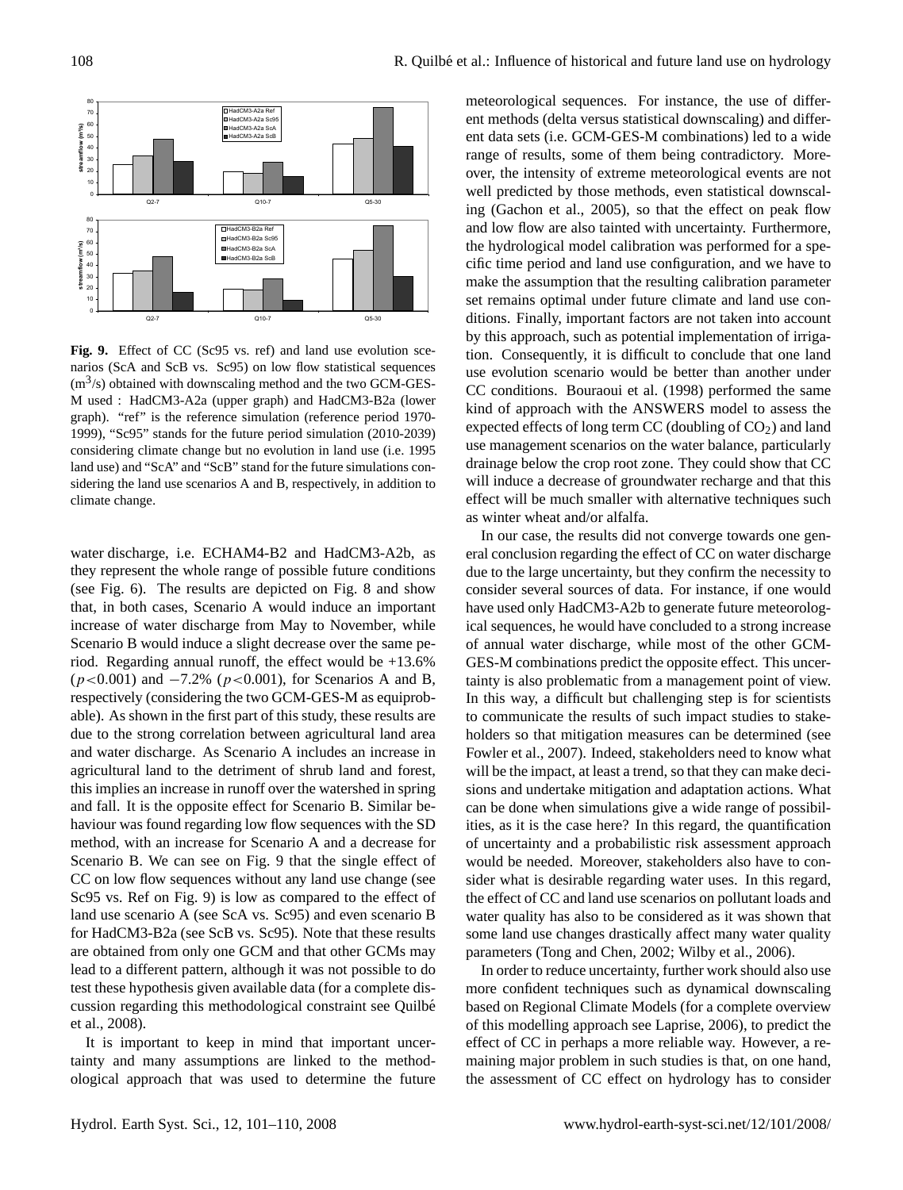**Fig. 9.** Effect of CC (Sc95 vs. ref) and land use evolution scenarios (ScA and ScB vs. Sc95) on low flow statistical sequences ($m^3/s$) obtained with downscaling method and the two GCM-GES-M used : HadCM3-A2a (upper graph) and HadCM3-B2a (lower graph). "ref" is the reference simulation (reference period 1970-1999), "Sc95" stands for the future period simulation (2010-2039) considering climate change but no evolution in land use (i.e. 1995 land use) and "ScA" and "ScB" stand for the future simulations considering the land use scenarios A and B, respectively, in addition to climate change.

water discharge, i.e. ECHAM4-B2 and HadCM3-A2b, as they represent the whole range of possible future conditions (see Fig. 6). The results are depicted on Fig. 8 and show that, in both cases, Scenario A would induce an important increase of water discharge from May to November, while Scenario B would induce a slight decrease over the same period. Regarding annual runoff, the effect would be +13.6% ($p<0.001$) and −7.2% ($p<0.001$), for Scenarios A and B, respectively (considering the two GCM-GES-M as equiprobable). As shown in the first part of this study, these results are due to the strong correlation between agricultural land area and water discharge. As Scenario A includes an increase in agricultural land to the detriment of shrub land and forest, this implies an increase in runoff over the watershed in spring and fall. It is the opposite effect for Scenario B. Similar behaviour was found regarding low flow sequences with the SD method, with an increase for Scenario A and a decrease for Scenario B. We can see on Fig. 9 that the single effect of CC on low flow sequences without any land use change (see Sc95 vs. Ref on Fig. 9) is low as compared to the effect of land use scenario A (see ScA vs. Sc95) and even scenario B for HadCM3-B2a (see ScB vs. Sc95). Note that these results are obtained from only one GCM and that other GCMs may lead to a different pattern, although it was not possible to do test these hypothesis given available data (for a complete discussion regarding this methodological constraint see Quilbé et al., 2008).

It is important to keep in mind that important uncertainty and many assumptions are linked to the methodological approach that was used to determine the future meteorological sequences. For instance, the use of different methods (delta versus statistical downscaling) and different data sets (i.e. GCM-GES-M combinations) led to a wide range of results, some of them being contradictory. Moreover, the intensity of extreme meteorological events are not well predicted by those methods, even statistical downscaling (Gachon et al., 2005), so that the effect on peak flow and low flow are also tainted with uncertainty. Furthermore, the hydrological model calibration was performed for a specific time period and land use configuration, and we have to make the assumption that the resulting calibration parameter set remains optimal under future climate and land use conditions. Finally, important factors are not taken into account by this approach, such as potential implementation of irrigation. Consequently, it is difficult to conclude that one land use evolution scenario would be better than another under CC conditions. Bouraoui et al. (1998) performed the same kind of approach with the ANSWERS model to assess the expected effects of long term CC (doubling of $CO_2$) and land use management scenarios on the water balance, particularly drainage below the crop root zone. They could show that CC will induce a decrease of groundwater recharge and that this effect will be much smaller with alternative techniques such as winter wheat and/or alfalfa.

In our case, the results did not converge towards one general conclusion regarding the effect of CC on water discharge due to the large uncertainty, but they confirm the necessity to consider several sources of data. For instance, if one would have used only HadCM3-A2b to generate future meteorological sequences, he would have concluded to a strong increase of annual water discharge, while most of the other GCM-GES-M combinations predict the opposite effect. This uncertainty is also problematic from a management point of view. In this way, a difficult but challenging step is for scientists to communicate the results of such impact studies to stakeholders so that mitigation measures can be determined (see Fowler et al., 2007). Indeed, stakeholders need to know what will be the impact, at least a trend, so that they can make decisions and undertake mitigation and adaptation actions. What can be done when simulations give a wide range of possibilities, as it is the case here? In this regard, the quantification of uncertainty and a probabilistic risk assessment approach would be needed. Moreover, stakeholders also have to consider what is desirable regarding water uses. In this regard, the effect of CC and land use scenarios on pollutant loads and water quality has also to be considered as it was shown that some land use changes drastically affect many water quality parameters (Tong and Chen, 2002; Wilby et al., 2006).

In order to reduce uncertainty, further work should also use more confident techniques such as dynamical downscaling based on Regional Climate Models (for a complete overview of this modelling approach see Laprise, 2006), to predict the effect of CC in perhaps a more reliable way. However, a remaining major problem in such studies is that, on one hand, the assessment of CC effect on hydrology has to consider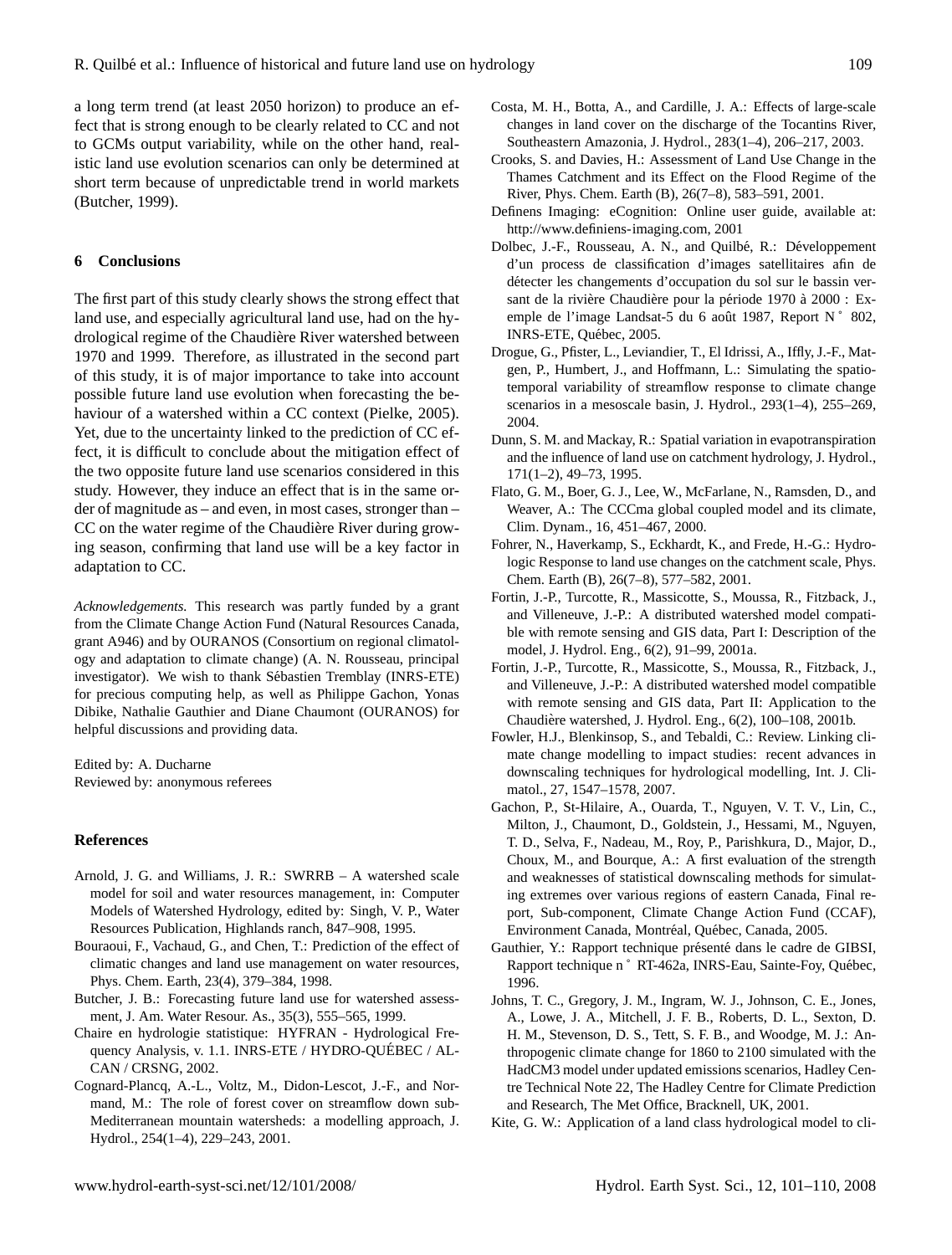a long term trend (at least 2050 horizon) to produce an effect that is strong enough to be clearly related to CC and not to GCMs output variability, while on the other hand, realistic land use evolution scenarios can only be determined at short term because of unpredictable trend in world markets (Butcher, 1999).

## 6 Conclusions

The first part of this study clearly shows the strong effect that land use, and especially agricultural land use, had on the hydrological regime of the Chaudière River watershed between 1970 and 1999. Therefore, as illustrated in the second part of this study, it is of major importance to take into account possible future land use evolution when forecasting the behaviour of a watershed within a CC context (Pielke, 2005). Yet, due to the uncertainty linked to the prediction of CC effect, it is difficult to conclude about the mitigation effect of the two opposite future land use scenarios considered in this study. However, they induce an effect that is in the same order of magnitude as – and even, in most cases, stronger than – CC on the water regime of the Chaudière River during growing season, confirming that land use will be a key factor in adaptation to CC.

*Acknowledgements.* This research was partly funded by a grant from the Climate Change Action Fund (Natural Resources Canada, grant A946) and by OURANOS (Consortium on regional climatology and adaptation to climate change) (A. N. Rousseau, principal investigator). We wish to thank Sébastien Tremblay (INRS-ETE) for precious computing help, as well as Philippe Gachon, Yonas Dibike, Nathalie Gauthier and Diane Chaumont (OURANOS) for helpful discussions and providing data.

Edited by: A. Ducharne
Reviewed by: anonymous referees

## References

Arnold, J. G. and Williams, J. R.: SWRRB – A watershed scale model for soil and water resources management, in: Computer Models of Watershed Hydrology, edited by: Singh, V. P., Water Resources Publication, Highlands ranch, 847–908, 1995.

Bouraoui, F., Vachaud, G., and Chen, T.: Prediction of the effect of climatic changes and land use management on water resources, Phys. Chem. Earth, 23(4), 379–384, 1998.

Butcher, J. B.: Forecasting future land use for watershed assessment, J. Am. Water Resour. As., 35(3), 555–565, 1999.

Chaire en hydrologie statistique: HYFRAN - Hydrological Frequency Analysis, v. 1.1. INRS-ETE / HYDRO-QUÉBEC / ALCAN / CRSNG, 2002.

Cognard-Plancq, A.-L., Voltz, M., Didon-Lescot, J.-F., and Normand, M.: The role of forest cover on streamflow down sub-Mediterranean mountain watersheds: a modelling approach, J. Hydrol., 254(1–4), 229–243, 2001.

Costa, M. H., Botta, A., and Cardille, J. A.: Effects of large-scale changes in land cover on the discharge of the Tocantins River, Southeastern Amazonia, J. Hydrol., 283(1–4), 206–217, 2003.

Crooks, S. and Davies, H.: Assessment of Land Use Change in the Thames Catchment and its Effect on the Flood Regime of the River, Phys. Chem. Earth (B), 26(7–8), 583–591, 2001.

Definens Imaging: eCognition: Online user guide, available at: http://www.definiens-imaging.com, 2001

Dolbec, J.-F., Rousseau, A. N., and Quilbé, R.: Développement d'un process de classification d'images satellitaires afin de détecter les changements d'occupation du sol sur le bassin versant de la rivière Chaudière pour la période 1970 à 2000 : Exemple de l'image Landsat-5 du 6 août 1987, Report N ° 802, INRS-ETE, Québec, 2005.

Drogue, G., Pfister, L., Leviandier, T., El Idrissi, A., Iffly, J.-F., Matgen, P., Humbert, J., and Hoffmann, L.: Simulating the spatio-temporal variability of streamflow response to climate change scenarios in a mesoscale basin, J. Hydrol., 293(1–4), 255–269, 2004.

Dunn, S. M. and Mackay, R.: Spatial variation in evapotranspiration and the influence of land use on catchment hydrology, J. Hydrol., 171(1–2), 49–73, 1995.

Flato, G. M., Boer, G. J., Lee, W., McFarlane, N., Ramsden, D., and Weaver, A.: The CCCma global coupled model and its climate, Clim. Dynam., 16, 451–467, 2000.

Fohrer, N., Haverkamp, S., Eckhardt, K., and Frede, H.-G.: Hydrologic Response to land use changes on the catchment scale, Phys. Chem. Earth (B), 26(7–8), 577–582, 2001.

Fortin, J.-P., Turcotte, R., Massicotte, S., Moussa, R., Fitzback, J., and Villeneuve, J.-P.: A distributed watershed model compatible with remote sensing and GIS data, Part I: Description of the model, J. Hydrol. Eng., 6(2), 91–99, 2001a.

Fortin, J.-P., Turcotte, R., Massicotte, S., Moussa, R., Fitzback, J., and Villeneuve, J.-P.: A distributed watershed model compatible with remote sensing and GIS data, Part II: Application to the Chaudière watershed, J. Hydrol. Eng., 6(2), 100–108, 2001b.

Fowler, H.J., Blenkinsop, S., and Tebaldi, C.: Review. Linking climate change modelling to impact studies: recent advances in downscaling techniques for hydrological modelling, Int. J. Climatol., 27, 1547–1578, 2007.

Gachon, P., St-Hilaire, A., Ouarda, T., Nguyen, V. T. V., Lin, C., Milton, J., Chaumont, D., Goldstein, J., Hessami, M., Nguyen, T. D., Selva, F., Nadeau, M., Roy, P., Parishkura, D., Major, D., Choux, M., and Bourque, A.: A first evaluation of the strength and weaknesses of statistical downscaling methods for simulating extremes over various regions of eastern Canada, Final report, Sub-component, Climate Change Action Fund (CCAF), Environment Canada, Montréal, Québec, Canada, 2005.

Gauthier, Y.: Rapport technique présenté dans le cadre de GIBSI, Rapport technique n ° RT-462a, INRS-Eau, Sainte-Foy, Québec, 1996.

Johns, T. C., Gregory, J. M., Ingram, W. J., Johnson, C. E., Jones, A., Lowe, J. A., Mitchell, J. F. B., Roberts, D. L., Sexton, D. H. M., Stevenson, D. S., Tett, S. F. B., and Woodge, M. J.: Anthropogenic climate change for 1860 to 2100 simulated with the HadCM3 model under updated emissions scenarios, Hadley Centre Technical Note 22, The Hadley Centre for Climate Prediction and Research, The Met Office, Bracknell, UK, 2001.

Kite, G. W.: Application of a land class hydrological model to cli-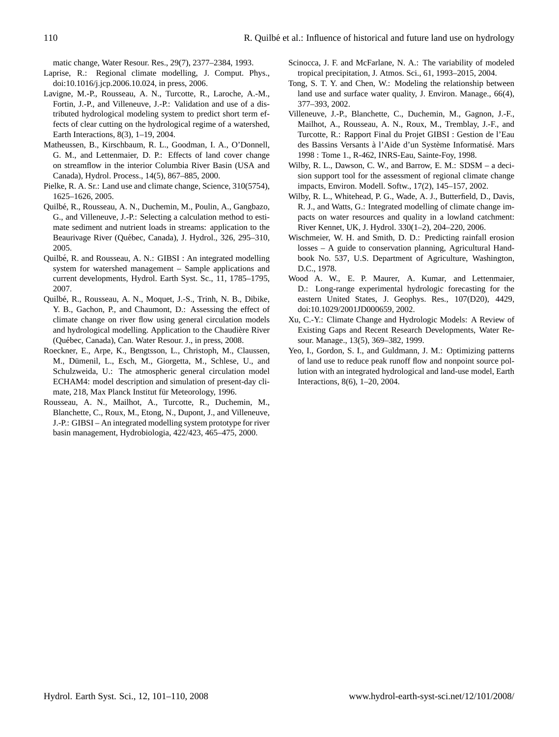matic change, Water Resour. Res., 29(7), 2377–2384, 1993.

Laprise, R.: Regional climate modelling, J. Comput. Phys., doi:10.1016/j.jcp.2006.10.024, in press, 2006.

Lavigne, M.-P., Rousseau, A. N., Turcotte, R., Laroche, A.-M., Fortin, J.-P., and Villeneuve, J.-P.: Validation and use of a distributed hydrological modeling system to predict short term effects of clear cutting on the hydrological regime of a watershed, Earth Interactions, 8(3), 1–19, 2004.

Matheussen, B., Kirschbaum, R. L., Goodman, I. A., O'Donnell, G. M., and Lettenmaier, D. P.: Effects of land cover change on streamflow in the interior Columbia River Basin (USA and Canada), Hydrol. Process., 14(5), 867–885, 2000.

Pielke, R. A. Sr.: Land use and climate change, Science, 310(5754), 1625–1626, 2005.

Quilbé, R., Rousseau, A. N., Duchemin, M., Poulin, A., Gangbazo, G., and Villeneuve, J.-P.: Selecting a calculation method to estimate sediment and nutrient loads in streams: application to the Beaurivage River (Québec, Canada), J. Hydrol., 326, 295–310, 2005.

Quilbé, R. and Rousseau, A. N.: GIBSI : An integrated modelling system for watershed management – Sample applications and current developments, Hydrol. Earth Syst. Sc., 11, 1785–1795, 2007.

Quilbé, R., Rousseau, A. N., Moquet, J.-S., Trinh, N. B., Dibike, Y. B., Gachon, P., and Chaumont, D.: Assessing the effect of climate change on river flow using general circulation models and hydrological modelling. Application to the Chaudière River (Québec, Canada), Can. Water Resour. J., in press, 2008.

Roeckner, E., Arpe, K., Bengtsson, L., Christoph, M., Claussen, M., Dümenil, L., Esch, M., Giorgetta, M., Schlese, U., and Schulzweida, U.: The atmospheric general circulation model ECHAM4: model description and simulation of present-day climate, 218, Max Planck Institut für Meteorology, 1996.

Rousseau, A. N., Mailhot, A., Turcotte, R., Duchemin, M., Blanchette, C., Roux, M., Etong, N., Dupont, J., and Villeneuve, J.-P.: GIBSI – An integrated modelling system prototype for river basin management, Hydrobiologia, 422/423, 465–475, 2000.

Scinocca, J. F. and McFarlane, N. A.: The variability of modeled tropical precipitation, J. Atmos. Sci., 61, 1993–2015, 2004.

Tong, S. T. Y. and Chen, W.: Modeling the relationship between land use and surface water quality, J. Environ. Manage., 66(4), 377–393, 2002.

Villeneuve, J.-P., Blanchette, C., Duchemin, M., Gagnon, J.-F., Mailhot, A., Rousseau, A. N., Roux, M., Tremblay, J.-F., and Turcotte, R.: Rapport Final du Projet GIBSI : Gestion de l'Eau des Bassins Versants à l'Aide d'un Système Informatisé. Mars 1998 : Tome 1., R-462, INRS-Eau, Sainte-Foy, 1998.

Wilby, R. L., Dawson, C. W., and Barrow, E. M.: SDSM – a decision support tool for the assessment of regional climate change impacts, Environ. Modell. Softw., 17(2), 145–157, 2002.

Wilby, R. L., Whitehead, P. G., Wade, A. J., Butterfield, D., Davis, R. J., and Watts, G.: Integrated modelling of climate change impacts on water resources and quality in a lowland catchment: River Kennet, UK, J. Hydrol. 330(1–2), 204–220, 2006.

Wischmeier, W. H. and Smith, D. D.: Predicting rainfall erosion losses – A guide to conservation planning, Agricultural Handbook No. 537, U.S. Department of Agriculture, Washington, D.C., 1978.

Wood A. W., E. P. Maurer, A. Kumar, and Lettenmaier, D.: Long-range experimental hydrologic forecasting for the eastern United States, J. Geophys. Res., 107(D20), 4429, doi:10.1029/2001JD000659, 2002.

Xu, C.-Y.: Climate Change and Hydrologic Models: A Review of Existing Gaps and Recent Research Developments, Water Resour. Manage., 13(5), 369–382, 1999.

Yeo, I., Gordon, S. I., and Guldmann, J. M.: Optimizing patterns of land use to reduce peak runoff flow and nonpoint source pollution with an integrated hydrological and land-use model, Earth Interactions, 8(6), 1–20, 2004.